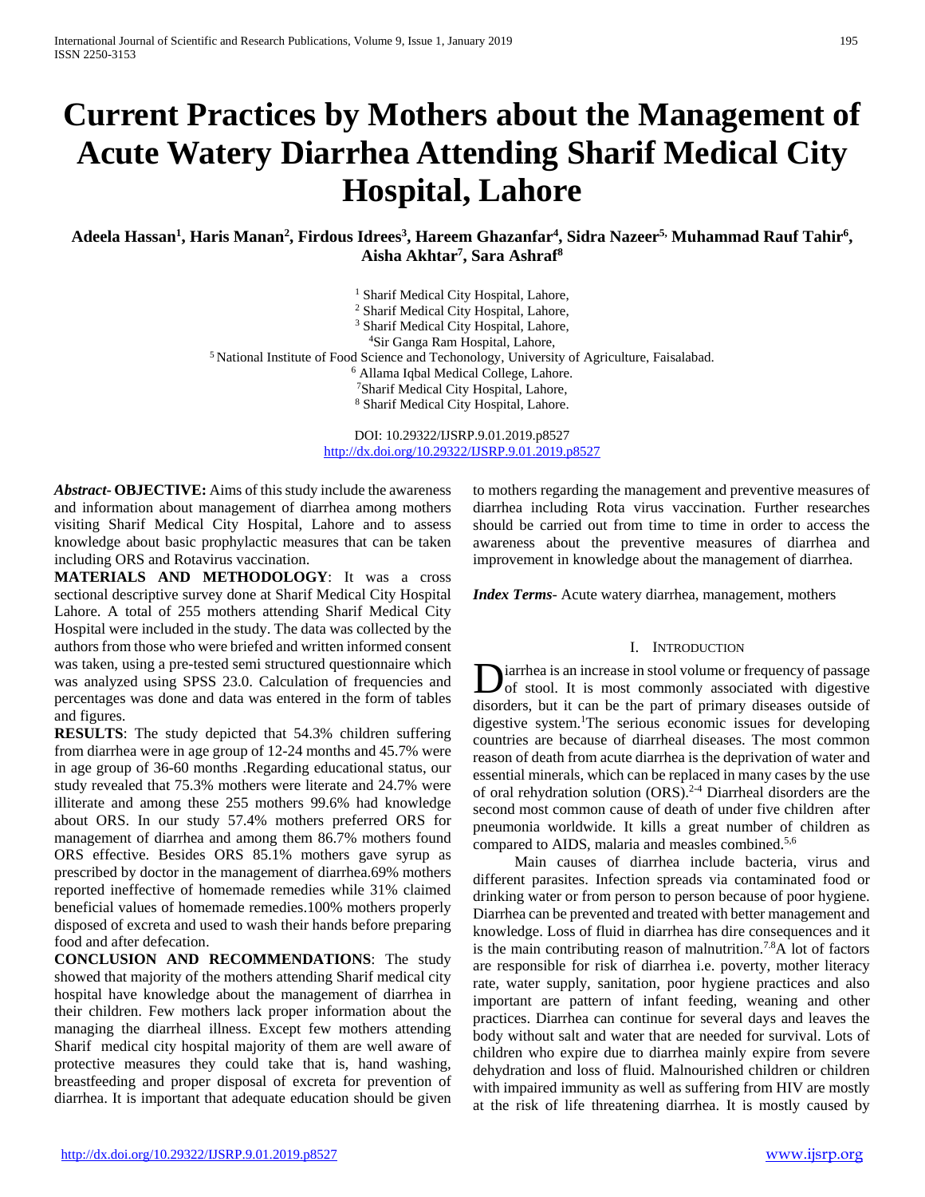# Current Practices by Mothers about the Management of Acute Watery Diarrhea Attending Sharif Medical City Hospital, Lahore

**Adeela Hassan[1], Haris Manan[2], Firdous Idrees[3], Hareem Ghazanfar[4], Sidra Nazeer[5], Muhammad Rauf Tahir[6], Aisha Akhtar[7], Sara Ashraf[8]**

[1] Sharif Medical City Hospital, Lahore,
[2] Sharif Medical City Hospital, Lahore,
[3] Sharif Medical City Hospital, Lahore,
[4] Sir Ganga Ram Hospital, Lahore,
[5] National Institute of Food Science and Techonology, University of Agriculture, Faisalabad.
[6] Allama Iqbal Medical College, Lahore.
[7] Sharif Medical City Hospital, Lahore,
[8] Sharif Medical City Hospital, Lahore.

DOI: 10.29322/IJSRP.9.01.2019.p8527
http://dx.doi.org/10.29322/IJSRP.9.01.2019.p8527

***Abstract*- OBJECTIVE:** Aims of this study include the awareness and information about management of diarrhea among mothers visiting Sharif Medical City Hospital, Lahore and to assess knowledge about basic prophylactic measures that can be taken including ORS and Rotavirus vaccination.

**MATERIALS AND METHODOLOGY**: It was a cross sectional descriptive survey done at Sharif Medical City Hospital Lahore. A total of 255 mothers attending Sharif Medical City Hospital were included in the study. The data was collected by the authors from those who were briefed and written informed consent was taken, using a pre-tested semi structured questionnaire which was analyzed using SPSS 23.0. Calculation of frequencies and percentages was done and data was entered in the form of tables and figures.

**RESULTS**: The study depicted that 54.3% children suffering from diarrhea were in age group of 12-24 months and 45.7% were in age group of 36-60 months .Regarding educational status, our study revealed that 75.3% mothers were literate and 24.7% were illiterate and among these 255 mothers 99.6% had knowledge about ORS. In our study 57.4% mothers preferred ORS for management of diarrhea and among them 86.7% mothers found ORS effective. Besides ORS 85.1% mothers gave syrup as prescribed by doctor in the management of diarrhea.69% mothers reported ineffective of homemade remedies while 31% claimed beneficial values of homemade remedies.100% mothers properly disposed of excreta and used to wash their hands before preparing food and after defecation.

**CONCLUSION AND RECOMMENDATIONS**: The study showed that majority of the mothers attending Sharif medical city hospital have knowledge about the management of diarrhea in their children. Few mothers lack proper information about the managing the diarrheal illness. Except few mothers attending Sharif medical city hospital majority of them are well aware of protective measures they could take that is, hand washing, breastfeeding and proper disposal of excreta for prevention of diarrhea. It is important that adequate education should be given to mothers regarding the management and preventive measures of diarrhea including Rota virus vaccination. Further researches should be carried out from time to time in order to access the awareness about the preventive measures of diarrhea and improvement in knowledge about the management of diarrhea.

***Index Terms*-** Acute watery diarrhea, management, mothers

## I. Introduction

Diarrhea is an increase in stool volume or frequency of passage of stool. It is most commonly associated with digestive disorders, but it can be the part of primary diseases outside of digestive system.[1] The serious economic issues for developing countries are because of diarrheal diseases. The most common reason of death from acute diarrhea is the deprivation of water and essential minerals, which can be replaced in many cases by the use of oral rehydration solution (ORS).[2-4] Diarrheal disorders are the second most common cause of death of under five children after pneumonia worldwide. It kills a great number of children as compared to AIDS, malaria and measles combined.[5,6]

Main causes of diarrhea include bacteria, virus and different parasites. Infection spreads via contaminated food or drinking water or from person to person because of poor hygiene. Diarrhea can be prevented and treated with better management and knowledge. Loss of fluid in diarrhea has dire consequences and it is the main contributing reason of malnutrition.[7,8] A lot of factors are responsible for risk of diarrhea i.e. poverty, mother literacy rate, water supply, sanitation, poor hygiene practices and also important are pattern of infant feeding, weaning and other practices. Diarrhea can continue for several days and leaves the body without salt and water that are needed for survival. Lots of children who expire due to diarrhea mainly expire from severe dehydration and loss of fluid. Malnourished children or children with impaired immunity as well as suffering from HIV are mostly at the risk of life threatening diarrhea. It is mostly caused by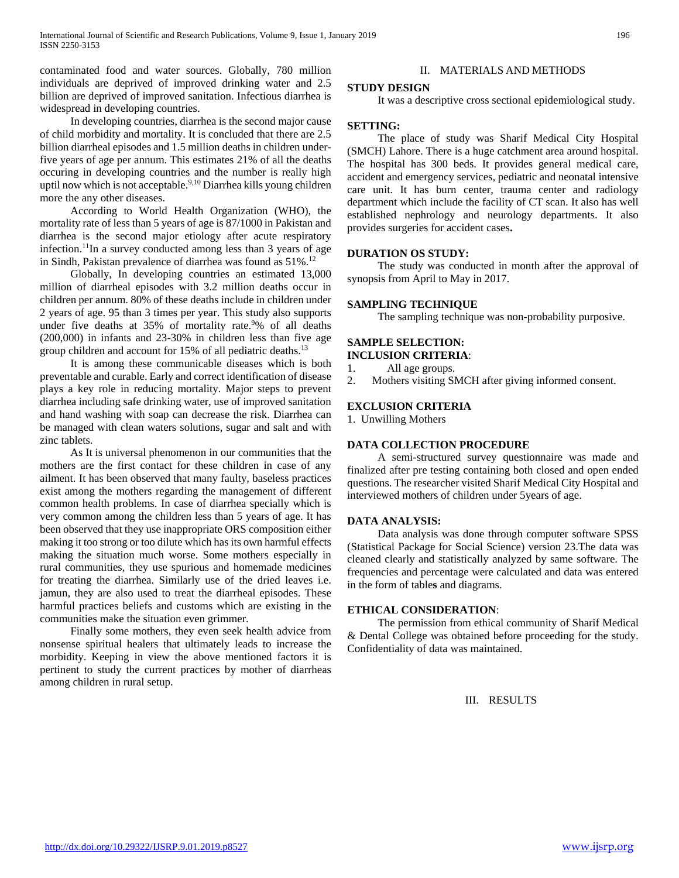contaminated food and water sources. Globally, 780 million individuals are deprived of improved drinking water and 2.5 billion are deprived of improved sanitation. Infectious diarrhea is widespread in developing countries.

In developing countries, diarrhea is the second major cause of child morbidity and mortality. It is concluded that there are 2.5 billion diarrheal episodes and 1.5 million deaths in children under-five years of age per annum. This estimates 21% of all the deaths occuring in developing countries and the number is really high uptil now which is not acceptable.[9,10] Diarrhea kills young children more the any other diseases.

According to World Health Organization (WHO), the mortality rate of less than 5 years of age is 87/1000 in Pakistan and diarrhea is the second major etiology after acute respiratory infection.[11]In a survey conducted among less than 3 years of age in Sindh, Pakistan prevalence of diarrhea was found as 51%.[12]

Globally, In developing countries an estimated 13,000 million of diarrheal episodes with 3.2 million deaths occur in children per annum. 80% of these deaths include in children under 2 years of age. 95 than 3 times per year. This study also supports under five deaths at 35% of mortality rate.[9]% of all deaths (200,000) in infants and 23-30% in children less than five age group children and account for 15% of all pediatric deaths.[13]

It is among these communicable diseases which is both preventable and curable. Early and correct identification of disease plays a key role in reducing mortality. Major steps to prevent diarrhea including safe drinking water, use of improved sanitation and hand washing with soap can decrease the risk. Diarrhea can be managed with clean waters solutions, sugar and salt and with zinc tablets.

As It is universal phenomenon in our communities that the mothers are the first contact for these children in case of any ailment. It has been observed that many faulty, baseless practices exist among the mothers regarding the management of different common health problems. In case of diarrhea specially which is very common among the children less than 5 years of age. It has been observed that they use inappropriate ORS composition either making it too strong or too dilute which has its own harmful effects making the situation much worse. Some mothers especially in rural communities, they use spurious and homemade medicines for treating the diarrhea. Similarly use of the dried leaves i.e. jamun, they are also used to treat the diarrheal episodes. These harmful practices beliefs and customs which are existing in the communities make the situation even grimmer.

Finally some mothers, they even seek health advice from nonsense spiritual healers that ultimately leads to increase the morbidity. Keeping in view the above mentioned factors it is pertinent to study the current practices by mother of diarrheas among children in rural setup.

## II. MATERIALS AND METHODS

**STUDY DESIGN**

It was a descriptive cross sectional epidemiological study.

**SETTING:**

The place of study was Sharif Medical City Hospital (SMCH) Lahore. There is a huge catchment area around hospital. The hospital has 300 beds. It provides general medical care, accident and emergency services, pediatric and neonatal intensive care unit. It has burn center, trauma center and radiology department which include the facility of CT scan. It also has well established nephrology and neurology departments. It also provides surgeries for accident cases**.**

**DURATION OS STUDY:**

The study was conducted in month after the approval of synopsis from April to May in 2017.

**SAMPLING TECHNIQUE**

The sampling technique was non-probability purposive.

**SAMPLE SELECTION:**

**INCLUSION CRITERIA**:

1. All age groups.
2. Mothers visiting SMCH after giving informed consent.

**EXCLUSION CRITERIA**

1. Unwilling Mothers

**DATA COLLECTION PROCEDURE**

A semi-structured survey questionnaire was made and finalized after pre testing containing both closed and open ended questions. The researcher visited Sharif Medical City Hospital and interviewed mothers of children under 5years of age.

**DATA ANALYSIS:**

Data analysis was done through computer software SPSS (Statistical Package for Social Science) version 23.The data was cleaned clearly and statistically analyzed by same software. The frequencies and percentage were calculated and data was entered in the form of table**s** and diagrams.

**ETHICAL CONSIDERATION**:

The permission from ethical community of Sharif Medical & Dental College was obtained before proceeding for the study. Confidentiality of data was maintained.

## III. RESULTS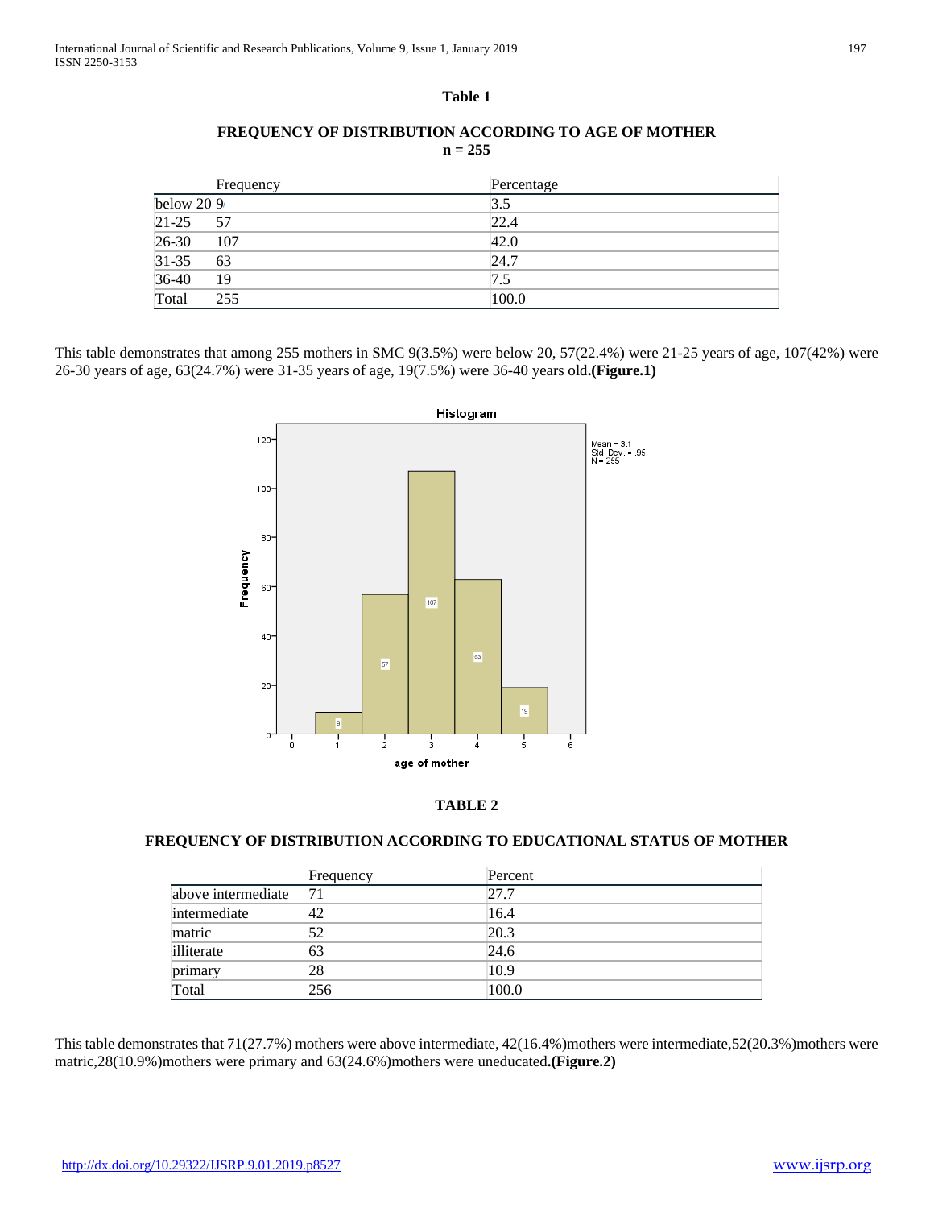**Table 1**

**FREQUENCY OF DISTRIBUTION ACCORDING TO AGE OF MOTHER**
**n = 255**

| | Frequency | Percentage |
|---|---|---|
| below 20 | 9 | 3.5 |
| 21-25 | 57 | 22.4 |
| 26-30 | 107 | 42.0 |
| 31-35 | 63 | 24.7 |
| 36-40 | 19 | 7.5 |
| Total | 255 | 100.0 |

This table demonstrates that among 255 mothers in SMC 9(3.5%) were below 20, 57(22.4%) were 21-25 years of age, 107(42%) were 26-30 years of age, 63(24.7%) were 31-35 years of age, 19(7.5%) were 36-40 years old.**(Figure.1)**

**TABLE 2**

**FREQUENCY OF DISTRIBUTION ACCORDING TO EDUCATIONAL STATUS OF MOTHER**

| | Frequency | Percent |
|---|---|---|
| above intermediate | 71 | 27.7 |
| intermediate | 42 | 16.4 |
| matric | 52 | 20.3 |
| illiterate | 63 | 24.6 |
| primary | 28 | 10.9 |
| Total | 256 | 100.0 |

This table demonstrates that 71(27.7%) mothers were above intermediate, 42(16.4%)mothers were intermediate,52(20.3%)mothers were matric,28(10.9%)mothers were primary and 63(24.6%)mothers were uneducated.**(Figure.2)**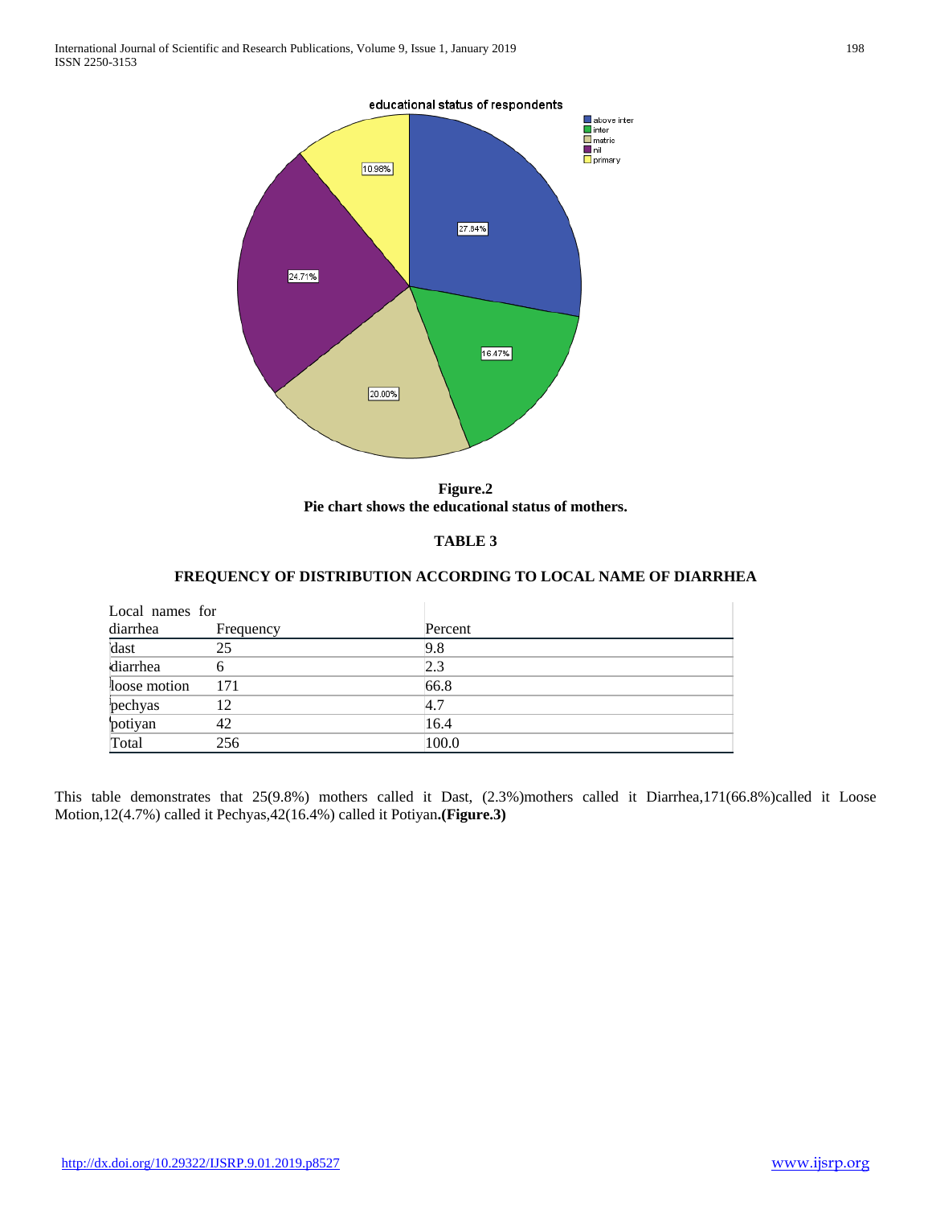**Figure.2**
**Pie chart shows the educational status of mothers.**

**TABLE 3**

**FREQUENCY OF DISTRIBUTION ACCORDING TO LOCAL NAME OF DIARRHEA**

| Local names for diarrhea | Frequency | Percent |
|---|---|---|
| dast | 25 | 9.8 |
| diarrhea | 6 | 2.3 |
| loose motion | 171 | 66.8 |
| pechyas | 12 | 4.7 |
| potiyan | 42 | 16.4 |
| Total | 256 | 100.0 |

This table demonstrates that 25(9.8%) mothers called it Dast, (2.3%)mothers called it Diarrhea,171(66.8%)called it Loose Motion,12(4.7%) called it Pechyas,42(16.4%) called it Potiyan**.(Figure.3)**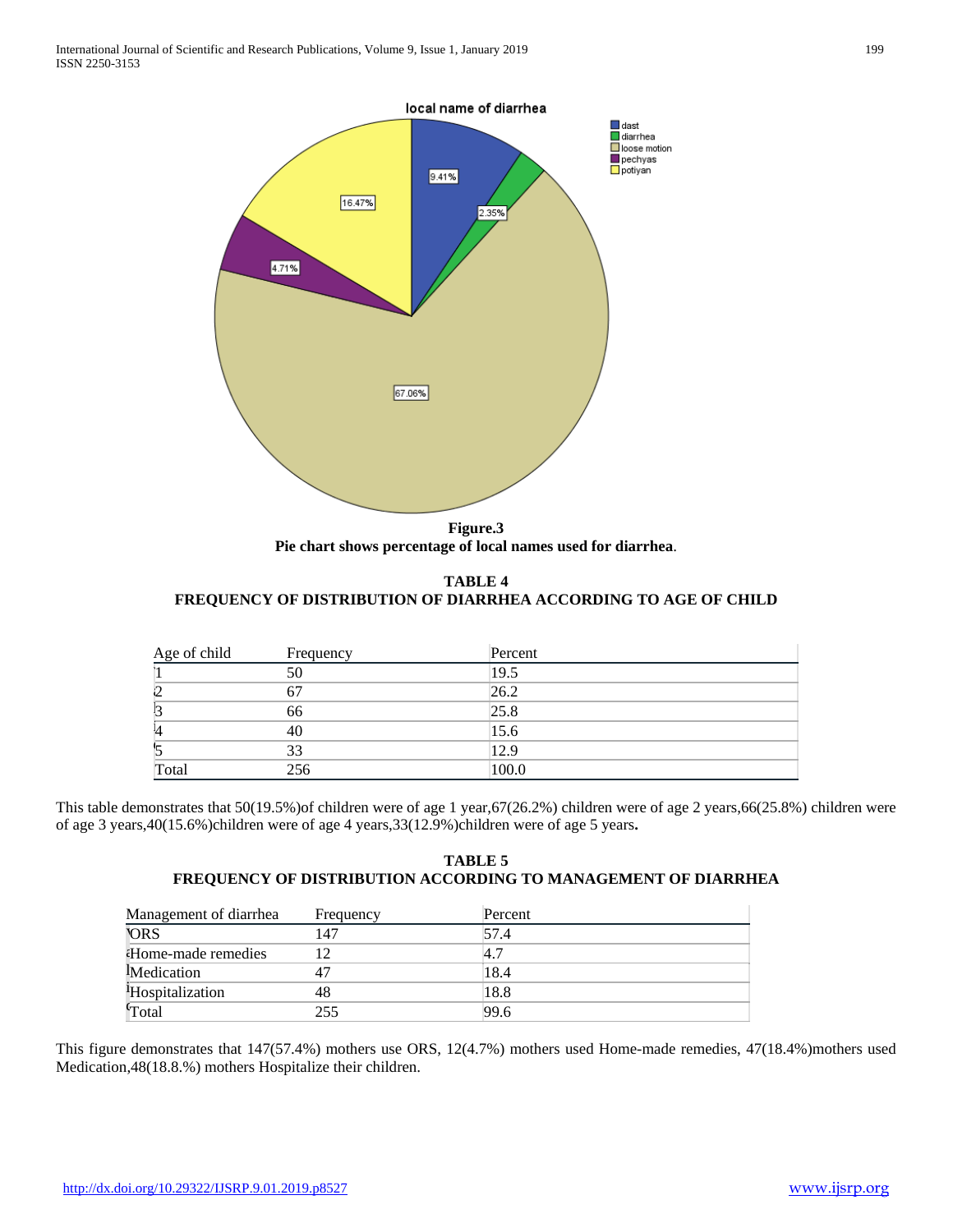**Figure.3**

**Pie chart shows percentage of local names used for diarrhea**.

**TABLE 4**
**FREQUENCY OF DISTRIBUTION OF DIARRHEA ACCORDING TO AGE OF CHILD**

| Age of child | Frequency | Percent |
|---|---|---|
| 1 | 50 | 19.5 |
| 2 | 67 | 26.2 |
| 3 | 66 | 25.8 |
| 4 | 40 | 15.6 |
| 5 | 33 | 12.9 |
| Total | 256 | 100.0 |

This table demonstrates that 50(19.5%)of children were of age 1 year,67(26.2%) children were of age 2 years,66(25.8%) children were of age 3 years,40(15.6%)children were of age 4 years,33(12.9%)children were of age 5 years**.**

**TABLE 5**
**FREQUENCY OF DISTRIBUTION ACCORDING TO MANAGEMENT OF DIARRHEA**

| Management of diarrhea | Frequency | Percent |
|---|---|---|
| ORS | 147 | 57.4 |
| Home-made remedies | 12 | 4.7 |
| Medication | 47 | 18.4 |
| Hospitalization | 48 | 18.8 |
| Total | 255 | 99.6 |

This figure demonstrates that 147(57.4%) mothers use ORS, 12(4.7%) mothers used Home-made remedies, 47(18.4%)mothers used Medication,48(18.8.%) mothers Hospitalize their children.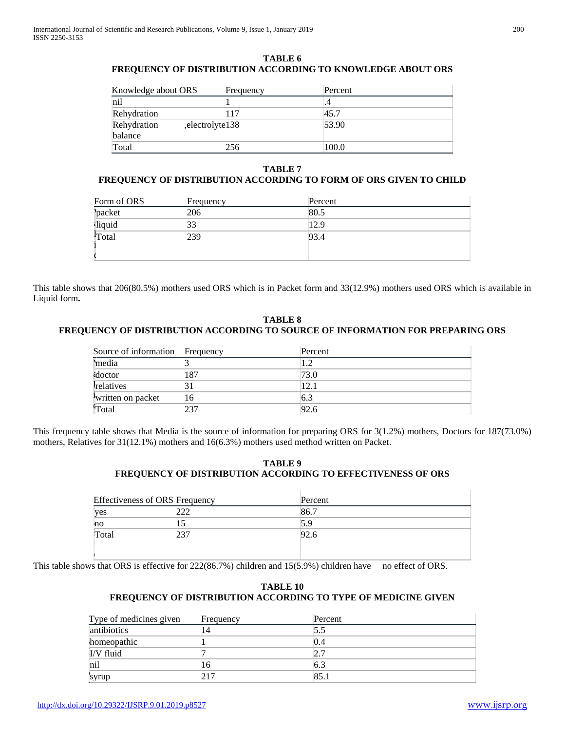**TABLE 6**
**FREQUENCY OF DISTRIBUTION ACCORDING TO KNOWLEDGE ABOUT ORS**

| Knowledge about ORS | Frequency | Percent |
|---|---|---|
| nil | 1 | .4 |
| Rehydration | 117 | 45.7 |
| Rehydration ,electrolyte balance | 138 | 53.90 |
| Total | 256 | 100.0 |

**TABLE 7**
**FREQUENCY OF DISTRIBUTION ACCORDING TO FORM OF ORS GIVEN TO CHILD**

| Form of ORS | Frequency | Percent |
|---|---|---|
| packet | 206 | 80.5 |
| liquid | 33 | 12.9 |
| Total | 239 | 93.4 |

This table shows that 206(80.5%) mothers used ORS which is in Packet form and 33(12.9%) mothers used ORS which is available in Liquid form**.**

**TABLE 8**
**FREQUENCY OF DISTRIBUTION ACCORDING TO SOURCE OF INFORMATION FOR PREPARING ORS**

| Source of information | Frequency | Percent |
|---|---|---|
| media | 3 | 1.2 |
| doctor | 187 | 73.0 |
| relatives | 31 | 12.1 |
| written on packet | 16 | 6.3 |
| Total | 237 | 92.6 |

This frequency table shows that Media is the source of information for preparing ORS for 3(1.2%) mothers, Doctors for 187(73.0%) mothers, Relatives for 31(12.1%) mothers and 16(6.3%) mothers used method written on Packet.

**TABLE 9**
**FREQUENCY OF DISTRIBUTION ACCORDING TO EFFECTIVENESS OF ORS**

| Effectiveness of ORS | Frequency | Percent |
|---|---|---|
| yes | 222 | 86.7 |
| no | 15 | 5.9 |
| Total | 237 | 92.6 |

This table shows that ORS is effective for 222(86.7%) children and 15(5.9%) children have no effect of ORS.

**TABLE 10**
**FREQUENCY OF DISTRIBUTION ACCORDING TO TYPE OF MEDICINE GIVEN**

| Type of medicines given | Frequency | Percent |
|---|---|---|
| antibiotics | 14 | 5.5 |
| homeopathic | 1 | 0.4 |
| I/V fluid | 7 | 2.7 |
| nil | 16 | 6.3 |
| syrup | 217 | 85.1 |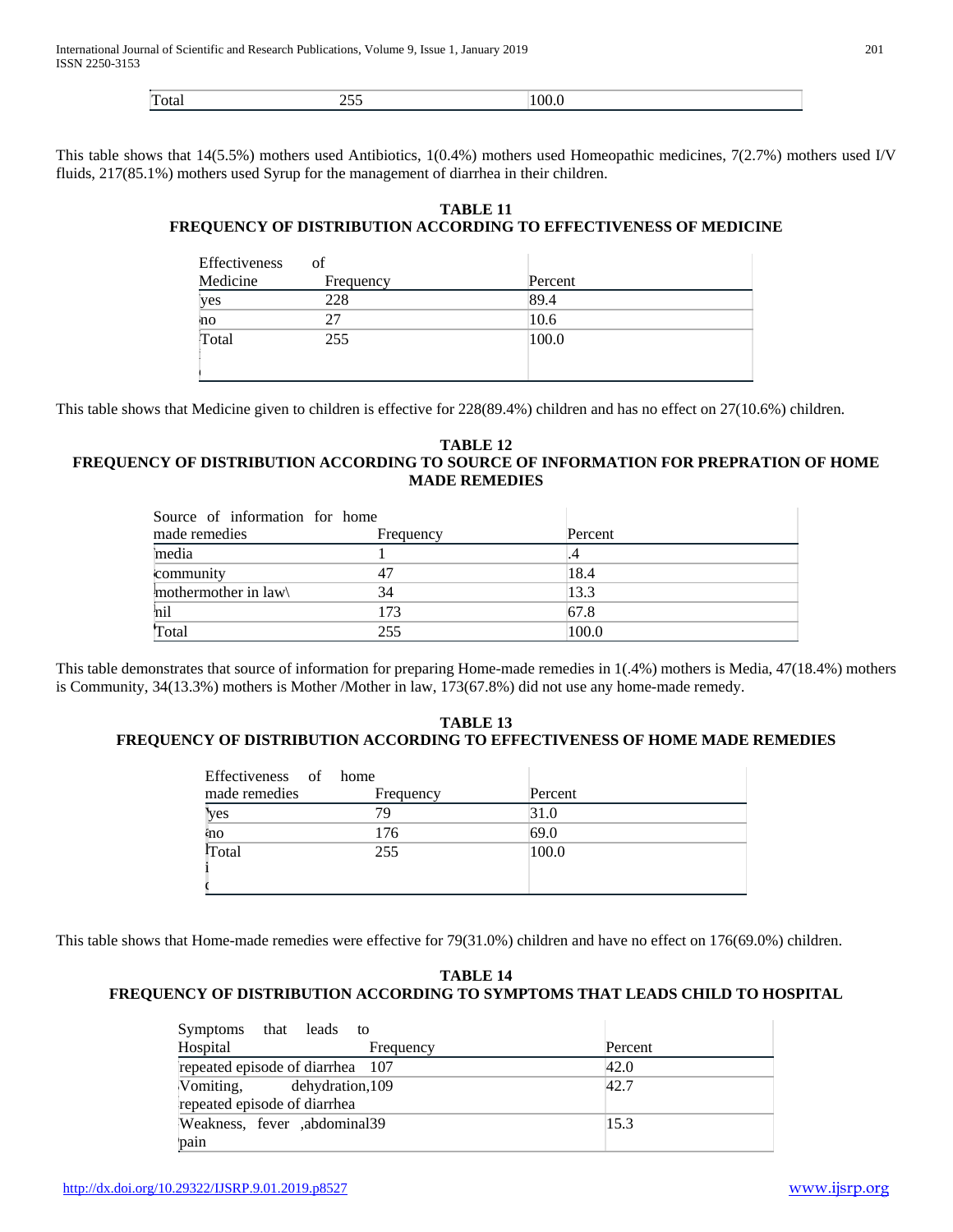| Total | 255 | 100.0 |
|---|---|---|

This table shows that 14(5.5%) mothers used Antibiotics, 1(0.4%) mothers used Homeopathic medicines, 7(2.7%) mothers used I/V fluids, 217(85.1%) mothers used Syrup for the management of diarrhea in their children.

**TABLE 11**
**FREQUENCY OF DISTRIBUTION ACCORDING TO EFFECTIVENESS OF MEDICINE**

| Effectiveness of Medicine | Frequency | Percent |
|---|---|---|
| yes | 228 | 89.4 |
| no | 27 | 10.6 |
| Total | 255 | 100.0 |

This table shows that Medicine given to children is effective for 228(89.4%) children and has no effect on 27(10.6%) children.

**TABLE 12**
**FREQUENCY OF DISTRIBUTION ACCORDING TO SOURCE OF INFORMATION FOR PREPRATION OF HOME MADE REMEDIES**

| Source of information for home made remedies | Frequency | Percent |
|---|---|---|
| media | 1 | .4 |
| community | 47 | 18.4 |
| mothermother in law\ | 34 | 13.3 |
| nil | 173 | 67.8 |
| Total | 255 | 100.0 |

This table demonstrates that source of information for preparing Home-made remedies in 1(.4%) mothers is Media, 47(18.4%) mothers is Community, 34(13.3%) mothers is Mother /Mother in law, 173(67.8%) did not use any home-made remedy.

**TABLE 13**
**FREQUENCY OF DISTRIBUTION ACCORDING TO EFFECTIVENESS OF HOME MADE REMEDIES**

| Effectiveness of home made remedies | Frequency | Percent |
|---|---|---|
| yes | 79 | 31.0 |
| no | 176 | 69.0 |
| Total | 255 | 100.0 |

This table shows that Home-made remedies were effective for 79(31.0%) children and have no effect on 176(69.0%) children.

**TABLE 14**
**FREQUENCY OF DISTRIBUTION ACCORDING TO SYMPTOMS THAT LEADS CHILD TO HOSPITAL**

| Symptoms that leads to Hospital | Frequency | Percent |
|---|---|---|
| repeated episode of diarrhea | 107 | 42.0 |
| Vomiting, dehydration, repeated episode of diarrhea | 109 | 42.7 |
| Weakness, fever ,abdominal pain | 39 | 15.3 |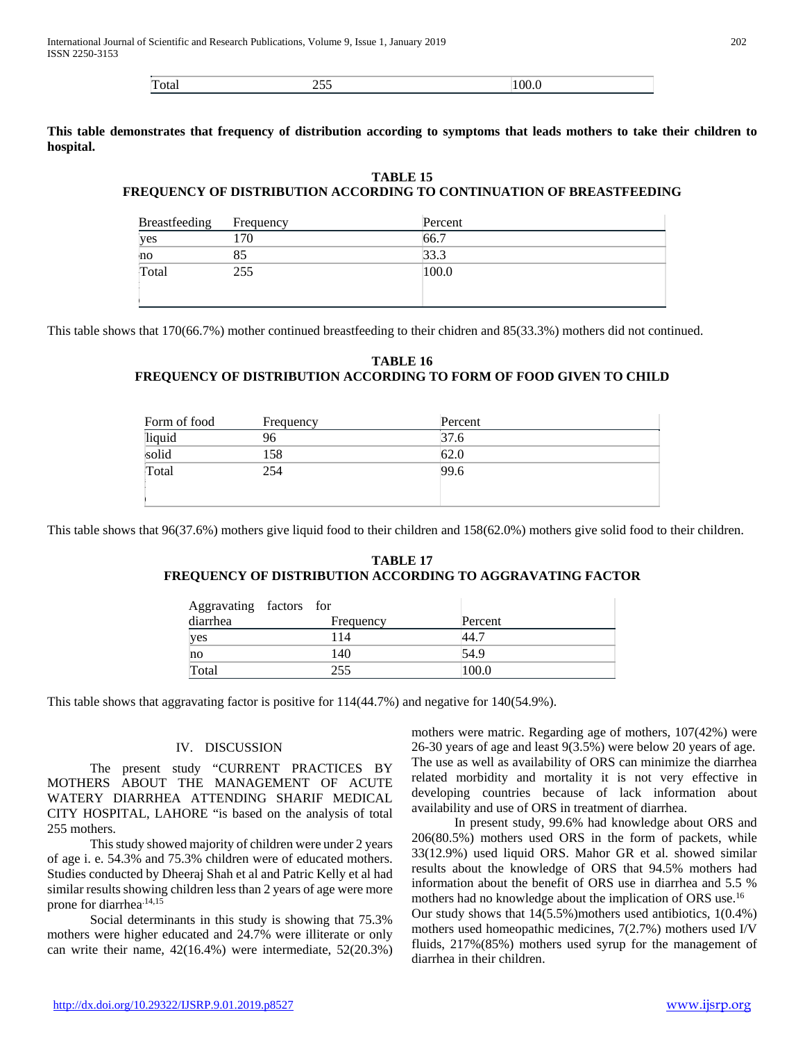| Total | 255 | 100.0 |
|---|---|---|

**This table demonstrates that frequency of distribution according to symptoms that leads mothers to take their children to hospital.**

**TABLE 15**
**FREQUENCY OF DISTRIBUTION ACCORDING TO CONTINUATION OF BREASTFEEDING**

| Breastfeeding | Frequency | Percent |
|---|---|---|
| yes | 170 | 66.7 |
| no | 85 | 33.3 |
| Total | 255 | 100.0 |

This table shows that 170(66.7%) mother continued breastfeeding to their chidren and 85(33.3%) mothers did not continued.

**TABLE 16**
**FREQUENCY OF DISTRIBUTION ACCORDING TO FORM OF FOOD GIVEN TO CHILD**

| Form of food | Frequency | Percent |
|---|---|---|
| liquid | 96 | 37.6 |
| solid | 158 | 62.0 |
| Total | 254 | 99.6 |

This table shows that 96(37.6%) mothers give liquid food to their children and 158(62.0%) mothers give solid food to their children.

**TABLE 17**
**FREQUENCY OF DISTRIBUTION ACCORDING TO AGGRAVATING FACTOR**

| Aggravating factors for diarrhea | Frequency | Percent |
|---|---|---|
| yes | 114 | 44.7 |
| no | 140 | 54.9 |
| Total | 255 | 100.0 |

This table shows that aggravating factor is positive for 114(44.7%) and negative for 140(54.9%).

## IV. DISCUSSION

The present study "CURRENT PRACTICES BY MOTHERS ABOUT THE MANAGEMENT OF ACUTE WATERY DIARRHEA ATTENDING SHARIF MEDICAL CITY HOSPITAL, LAHORE "is based on the analysis of total 255 mothers.

This study showed majority of children were under 2 years of age i. e. 54.3% and 75.3% children were of educated mothers. Studies conducted by Dheeraj Shah et al and Patric Kelly et al had similar results showing children less than 2 years of age were more prone for diarrhea.[14,15]

Social determinants in this study is showing that 75.3% mothers were higher educated and 24.7% were illiterate or only can write their name, 42(16.4%) were intermediate, 52(20.3%) mothers were matric. Regarding age of mothers, 107(42%) were 26-30 years of age and least 9(3.5%) were below 20 years of age. The use as well as availability of ORS can minimize the diarrhea related morbidity and mortality it is not very effective in developing countries because of lack information about availability and use of ORS in treatment of diarrhea.

In present study, 99.6% had knowledge about ORS and 206(80.5%) mothers used ORS in the form of packets, while 33(12.9%) used liquid ORS. Mahor GR et al. showed similar results about the knowledge of ORS that 94.5% mothers had information about the benefit of ORS use in diarrhea and 5.5 % mothers had no knowledge about the implication of ORS use.[16]

Our study shows that 14(5.5%)mothers used antibiotics, 1(0.4%) mothers used homeopathic medicines, 7(2.7%) mothers used I/V fluids, 217%(85%) mothers used syrup for the management of diarrhea in their children.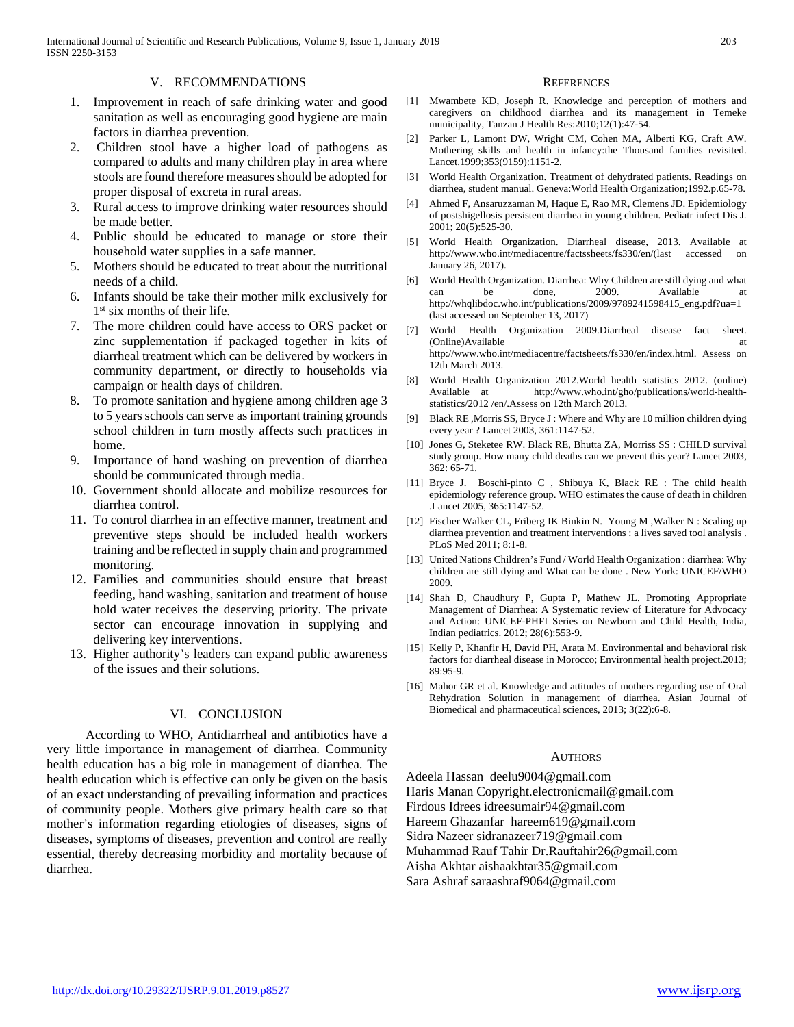## V. RECOMMENDATIONS

1. Improvement in reach of safe drinking water and good sanitation as well as encouraging good hygiene are main factors in diarrhea prevention.
2. Children stool have a higher load of pathogens as compared to adults and many children play in area where stools are found therefore measures should be adopted for proper disposal of excreta in rural areas.
3. Rural access to improve drinking water resources should be made better.
4. Public should be educated to manage or store their household water supplies in a safe manner.
5. Mothers should be educated to treat about the nutritional needs of a child.
6. Infants should be take their mother milk exclusively for 1st six months of their life.
7. The more children could have access to ORS packet or zinc supplementation if packaged together in kits of diarrheal treatment which can be delivered by workers in community department, or directly to households via campaign or health days of children.
8. To promote sanitation and hygiene among children age 3 to 5 years schools can serve as important training grounds school children in turn mostly affects such practices in home.
9. Importance of hand washing on prevention of diarrhea should be communicated through media.
10. Government should allocate and mobilize resources for diarrhea control.
11. To control diarrhea in an effective manner, treatment and preventive steps should be included health workers training and be reflected in supply chain and programmed monitoring.
12. Families and communities should ensure that breast feeding, hand washing, sanitation and treatment of house hold water receives the deserving priority. The private sector can encourage innovation in supplying and delivering key interventions.
13. Higher authority's leaders can expand public awareness of the issues and their solutions.

## VI. CONCLUSION

According to WHO, Antidiarrheal and antibiotics have a very little importance in management of diarrhea. Community health education has a big role in management of diarrhea. The health education which is effective can only be given on the basis of an exact understanding of prevailing information and practices of community people. Mothers give primary health care so that mother's information regarding etiologies of diseases, signs of diseases, symptoms of diseases, prevention and control are really essential, thereby decreasing morbidity and mortality because of diarrhea.

## REFERENCES

[1] Mwambete KD, Joseph R. Knowledge and perception of mothers and caregivers on childhood diarrhea and its management in Temeke municipality, Tanzan J Health Res:2010;12(1):47-54.

[2] Parker L, Lamont DW, Wright CM, Cohen MA, Alberti KG, Craft AW. Mothering skills and health in infancy:the Thousand families revisited. Lancet.1999;353(9159):1151-2.

[3] World Health Organization. Treatment of dehydrated patients. Readings on diarrhea, student manual. Geneva:World Health Organization;1992.p.65-78.

[4] Ahmed F, Ansaruzzaman M, Haque E, Rao MR, Clemens JD. Epidemiology of postshigellosis persistent diarrhea in young children. Pediatr infect Dis J. 2001; 20(5):525-30.

[5] World Health Organization. Diarrheal disease, 2013. Available at http://www.who.int/mediacentre/factssheets/fs330/en/(last accessed on January 26, 2017).

[6] World Health Organization. Diarrhea: Why Children are still dying and what can be done, 2009. Available at http://whqlibdoc.who.int/publications/2009/9789241598415_eng.pdf?ua=1 (last accessed on September 13, 2017)

[7] World Health Organization 2009.Diarrheal disease fact sheet. (Online)Available at http://www.who.int/mediacentre/factsheets/fs330/en/index.html. Assess on 12th March 2013.

[8] World Health Organization 2012.World health statistics 2012. (online) Available at http://www.who.int/gho/publications/world-health-statistics/2012 /en/.Assess on 12th March 2013.

[9] Black RE ,Morris SS, Bryce J : Where and Why are 10 million children dying every year ? Lancet 2003, 361:1147-52.

[10] Jones G, Steketee RW. Black RE, Bhutta ZA, Morriss SS : CHILD survival study group. How many child deaths can we prevent this year? Lancet 2003, 362: 65-71.

[11] Bryce J. Boschi-pinto C , Shibuya K, Black RE : The child health epidemiology reference group. WHO estimates the cause of death in children .Lancet 2005, 365:1147-52.

[12] Fischer Walker CL, Friberg IK Binkin N. Young M ,Walker N : Scaling up diarrhea prevention and treatment interventions : a lives saved tool analysis . PLoS Med 2011; 8:1-8.

[13] United Nations Children's Fund / World Health Organization : diarrhea: Why children are still dying and What can be done . New York: UNICEF/WHO 2009.

[14] Shah D, Chaudhury P, Gupta P, Mathew JL. Promoting Appropriate Management of Diarrhea: A Systematic review of Literature for Advocacy and Action: UNICEF-PHFI Series on Newborn and Child Health, India, Indian pediatrics. 2012; 28(6):553-9.

[15] Kelly P, Khanfir H, David PH, Arata M. Environmental and behavioral risk factors for diarrheal disease in Morocco; Environmental health project.2013; 89:95-9.

[16] Mahor GR et al. Knowledge and attitudes of mothers regarding use of Oral Rehydration Solution in management of diarrhea. Asian Journal of Biomedical and pharmaceutical sciences, 2013; 3(22):6-8.

## AUTHORS

Adeela Hassan deelu9004@gmail.com
Haris Manan Copyright.electronicmail@gmail.com
Firdous Idrees idreesumair94@gmail.com
Hareem Ghazanfar hareem619@gmail.com
Sidra Nazeer sidranazeer719@gmail.com
Muhammad Rauf Tahir Dr.Rauftahir26@gmail.com
Aisha Akhtar aishaakhtar35@gmail.com
Sara Ashraf saraashraf9064@gmail.com